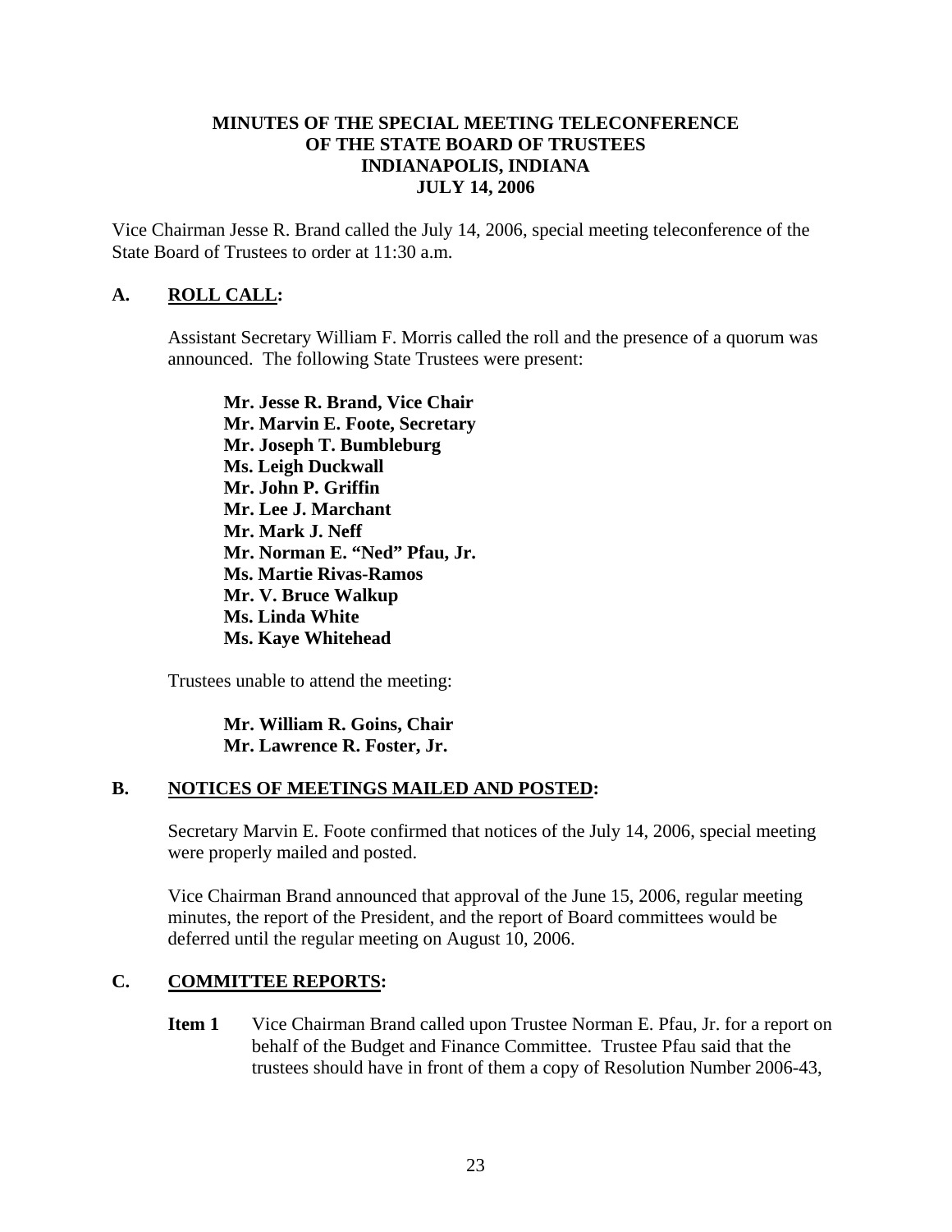# MINUTES OF THE SPECIAL MEETING TELECONFERENCE OF THE STATE BOARD OF TRUSTEES INDIANAPOLIS, INDIANA JULY 14, 2006

Vice Chairman Jesse R. Brand called the July 14, 2006, special meeting teleconference of the State Board of Trustees to order at 11:30 a.m.

## A. ROLL CALL:

Assistant Secretary William F. Morris called the roll and the presence of a quorum was announced. The following State Trustees were present:

**Mr. Jesse R. Brand, Vice Chair**
**Mr. Marvin E. Foote, Secretary**
**Mr. Joseph T. Bumbleburg**
**Ms. Leigh Duckwall**
**Mr. John P. Griffin**
**Mr. Lee J. Marchant**
**Mr. Mark J. Neff**
**Mr. Norman E. "Ned" Pfau, Jr.**
**Ms. Martie Rivas-Ramos**
**Mr. V. Bruce Walkup**
**Ms. Linda White**
**Ms. Kaye Whitehead**

Trustees unable to attend the meeting:

**Mr. William R. Goins, Chair**
**Mr. Lawrence R. Foster, Jr.**

## B. NOTICES OF MEETINGS MAILED AND POSTED:

Secretary Marvin E. Foote confirmed that notices of the July 14, 2006, special meeting were properly mailed and posted.

Vice Chairman Brand announced that approval of the June 15, 2006, regular meeting minutes, the report of the President, and the report of Board committees would be deferred until the regular meeting on August 10, 2006.

## C. COMMITTEE REPORTS:

**Item 1** Vice Chairman Brand called upon Trustee Norman E. Pfau, Jr. for a report on behalf of the Budget and Finance Committee. Trustee Pfau said that the trustees should have in front of them a copy of Resolution Number 2006-43,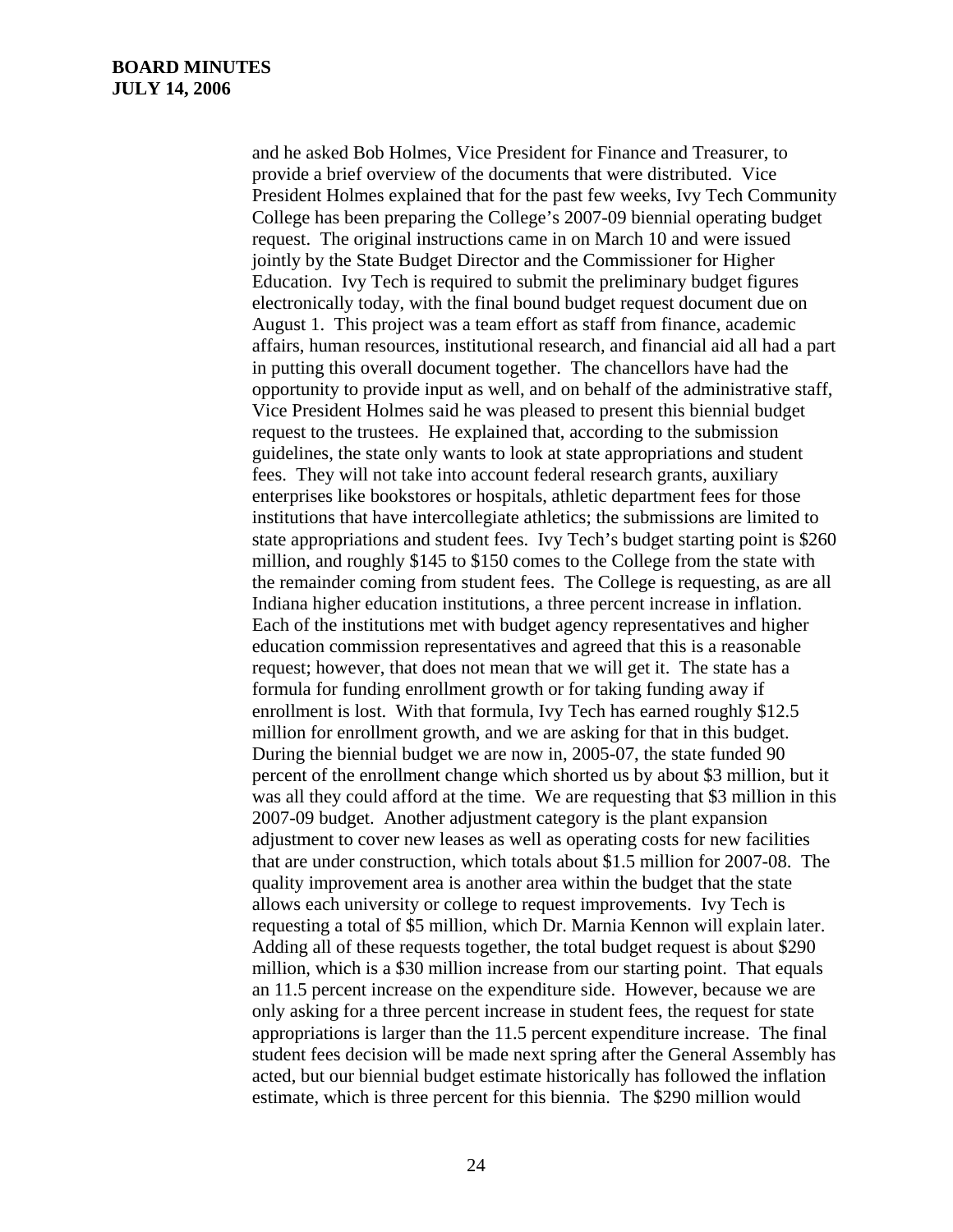and he asked Bob Holmes, Vice President for Finance and Treasurer, to provide a brief overview of the documents that were distributed. Vice President Holmes explained that for the past few weeks, Ivy Tech Community College has been preparing the College's 2007-09 biennial operating budget request. The original instructions came in on March 10 and were issued jointly by the State Budget Director and the Commissioner for Higher Education. Ivy Tech is required to submit the preliminary budget figures electronically today, with the final bound budget request document due on August 1. This project was a team effort as staff from finance, academic affairs, human resources, institutional research, and financial aid all had a part in putting this overall document together. The chancellors have had the opportunity to provide input as well, and on behalf of the administrative staff, Vice President Holmes said he was pleased to present this biennial budget request to the trustees. He explained that, according to the submission guidelines, the state only wants to look at state appropriations and student fees. They will not take into account federal research grants, auxiliary enterprises like bookstores or hospitals, athletic department fees for those institutions that have intercollegiate athletics; the submissions are limited to state appropriations and student fees. Ivy Tech's budget starting point is $260 million, and roughly $145 to $150 comes to the College from the state with the remainder coming from student fees. The College is requesting, as are all Indiana higher education institutions, a three percent increase in inflation. Each of the institutions met with budget agency representatives and higher education commission representatives and agreed that this is a reasonable request; however, that does not mean that we will get it. The state has a formula for funding enrollment growth or for taking funding away if enrollment is lost. With that formula, Ivy Tech has earned roughly $12.5 million for enrollment growth, and we are asking for that in this budget. During the biennial budget we are now in, 2005-07, the state funded 90 percent of the enrollment change which shorted us by about $3 million, but it was all they could afford at the time. We are requesting that $3 million in this 2007-09 budget. Another adjustment category is the plant expansion adjustment to cover new leases as well as operating costs for new facilities that are under construction, which totals about $1.5 million for 2007-08. The quality improvement area is another area within the budget that the state allows each university or college to request improvements. Ivy Tech is requesting a total of $5 million, which Dr. Marnia Kennon will explain later. Adding all of these requests together, the total budget request is about $290 million, which is a $30 million increase from our starting point. That equals an 11.5 percent increase on the expenditure side. However, because we are only asking for a three percent increase in student fees, the request for state appropriations is larger than the 11.5 percent expenditure increase. The final student fees decision will be made next spring after the General Assembly has acted, but our biennial budget estimate historically has followed the inflation estimate, which is three percent for this biennia. The $290 million would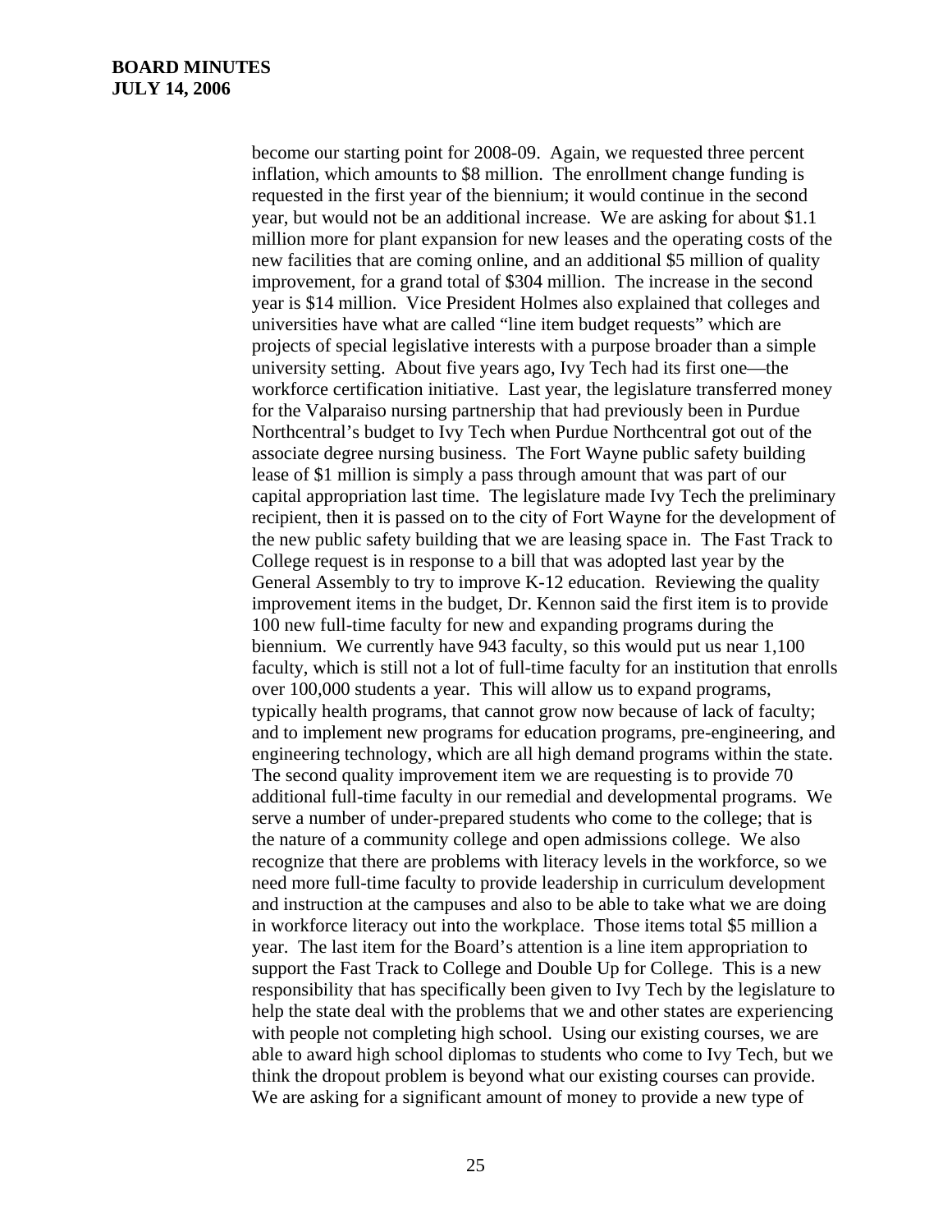become our starting point for 2008-09. Again, we requested three percent inflation, which amounts to $8 million. The enrollment change funding is requested in the first year of the biennium; it would continue in the second year, but would not be an additional increase. We are asking for about $1.1 million more for plant expansion for new leases and the operating costs of the new facilities that are coming online, and an additional $5 million of quality improvement, for a grand total of $304 million. The increase in the second year is $14 million. Vice President Holmes also explained that colleges and universities have what are called "line item budget requests" which are projects of special legislative interests with a purpose broader than a simple university setting. About five years ago, Ivy Tech had its first one—the workforce certification initiative. Last year, the legislature transferred money for the Valparaiso nursing partnership that had previously been in Purdue Northcentral's budget to Ivy Tech when Purdue Northcentral got out of the associate degree nursing business. The Fort Wayne public safety building lease of $1 million is simply a pass through amount that was part of our capital appropriation last time. The legislature made Ivy Tech the preliminary recipient, then it is passed on to the city of Fort Wayne for the development of the new public safety building that we are leasing space in. The Fast Track to College request is in response to a bill that was adopted last year by the General Assembly to try to improve K-12 education. Reviewing the quality improvement items in the budget, Dr. Kennon said the first item is to provide 100 new full-time faculty for new and expanding programs during the biennium. We currently have 943 faculty, so this would put us near 1,100 faculty, which is still not a lot of full-time faculty for an institution that enrolls over 100,000 students a year. This will allow us to expand programs, typically health programs, that cannot grow now because of lack of faculty; and to implement new programs for education programs, pre-engineering, and engineering technology, which are all high demand programs within the state. The second quality improvement item we are requesting is to provide 70 additional full-time faculty in our remedial and developmental programs. We serve a number of under-prepared students who come to the college; that is the nature of a community college and open admissions college. We also recognize that there are problems with literacy levels in the workforce, so we need more full-time faculty to provide leadership in curriculum development and instruction at the campuses and also to be able to take what we are doing in workforce literacy out into the workplace. Those items total $5 million a year. The last item for the Board's attention is a line item appropriation to support the Fast Track to College and Double Up for College. This is a new responsibility that has specifically been given to Ivy Tech by the legislature to help the state deal with the problems that we and other states are experiencing with people not completing high school. Using our existing courses, we are able to award high school diplomas to students who come to Ivy Tech, but we think the dropout problem is beyond what our existing courses can provide. We are asking for a significant amount of money to provide a new type of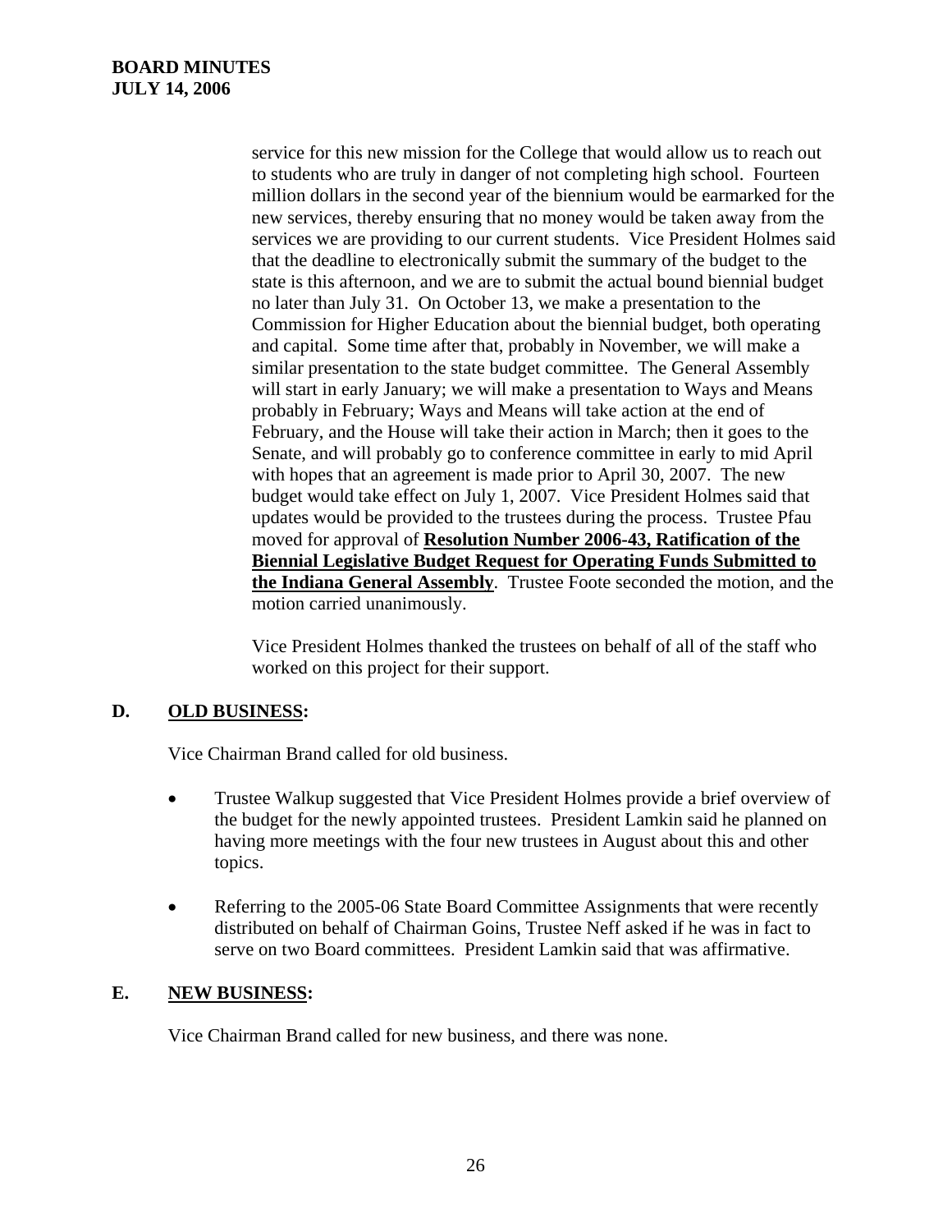service for this new mission for the College that would allow us to reach out to students who are truly in danger of not completing high school. Fourteen million dollars in the second year of the biennium would be earmarked for the new services, thereby ensuring that no money would be taken away from the services we are providing to our current students. Vice President Holmes said that the deadline to electronically submit the summary of the budget to the state is this afternoon, and we are to submit the actual bound biennial budget no later than July 31. On October 13, we make a presentation to the Commission for Higher Education about the biennial budget, both operating and capital. Some time after that, probably in November, we will make a similar presentation to the state budget committee. The General Assembly will start in early January; we will make a presentation to Ways and Means probably in February; Ways and Means will take action at the end of February, and the House will take their action in March; then it goes to the Senate, and will probably go to conference committee in early to mid April with hopes that an agreement is made prior to April 30, 2007. The new budget would take effect on July 1, 2007. Vice President Holmes said that updates would be provided to the trustees during the process. Trustee Pfau moved for approval of **Resolution Number 2006-43, Ratification of the Biennial Legislative Budget Request for Operating Funds Submitted to the Indiana General Assembly**. Trustee Foote seconded the motion, and the motion carried unanimously.

Vice President Holmes thanked the trustees on behalf of all of the staff who worked on this project for their support.

## D. OLD BUSINESS:

Vice Chairman Brand called for old business.

- Trustee Walkup suggested that Vice President Holmes provide a brief overview of the budget for the newly appointed trustees. President Lamkin said he planned on having more meetings with the four new trustees in August about this and other topics.
- Referring to the 2005-06 State Board Committee Assignments that were recently distributed on behalf of Chairman Goins, Trustee Neff asked if he was in fact to serve on two Board committees. President Lamkin said that was affirmative.

## E. NEW BUSINESS:

Vice Chairman Brand called for new business, and there was none.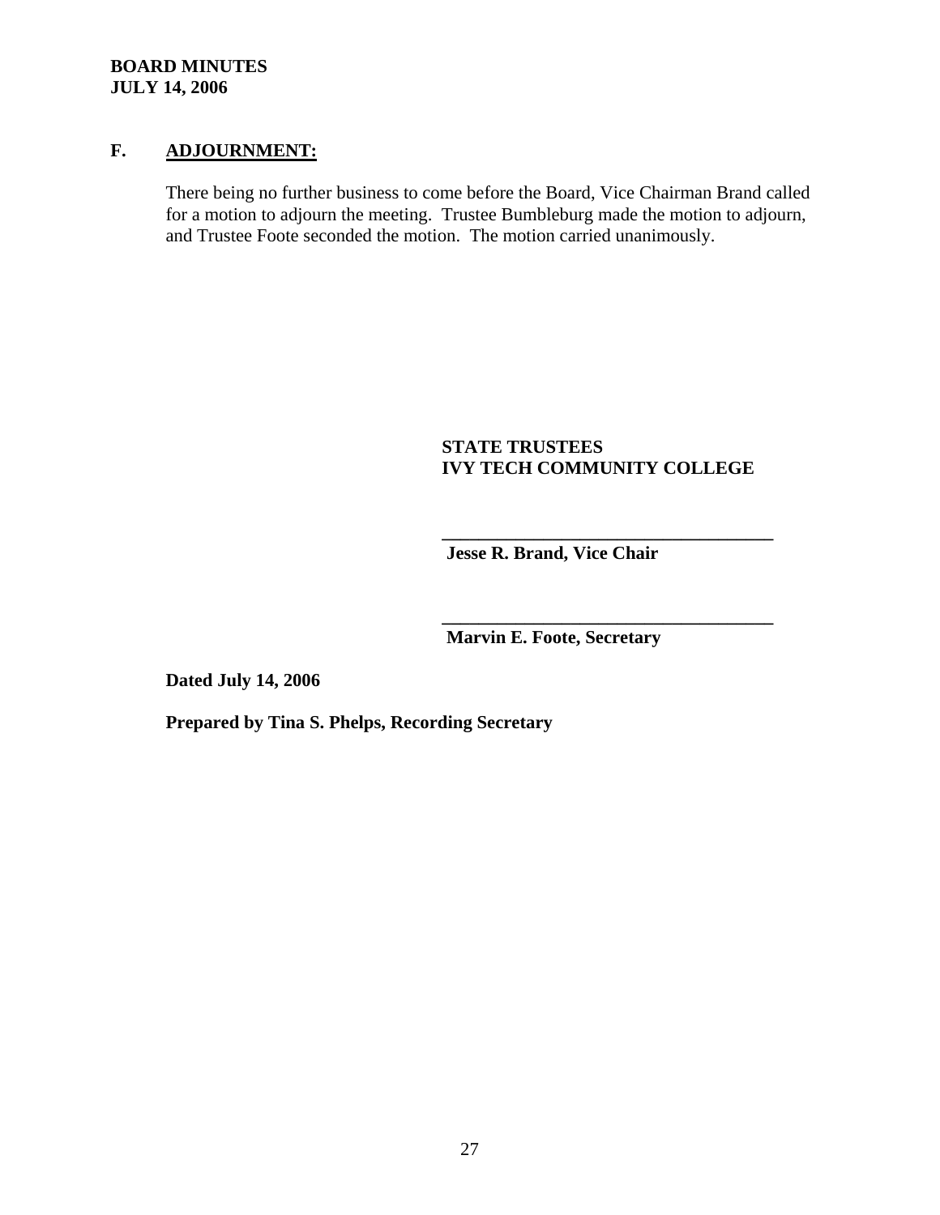## F. ADJOURNMENT:

There being no further business to come before the Board, Vice Chairman Brand called for a motion to adjourn the meeting. Trustee Bumbleburg made the motion to adjourn, and Trustee Foote seconded the motion. The motion carried unanimously.

**STATE TRUSTEES**
**IVY TECH COMMUNITY COLLEGE**

\_\_\_\_\_\_\_\_\_\_\_\_\_\_\_\_\_\_\_\_\_\_\_\_\_\_\_\_\_\_\_\_\_\_\_\_
**Jesse R. Brand, Vice Chair**

\_\_\_\_\_\_\_\_\_\_\_\_\_\_\_\_\_\_\_\_\_\_\_\_\_\_\_\_\_\_\_\_\_\_\_\_
**Marvin E. Foote, Secretary**

**Dated July 14, 2006**

**Prepared by Tina S. Phelps, Recording Secretary**